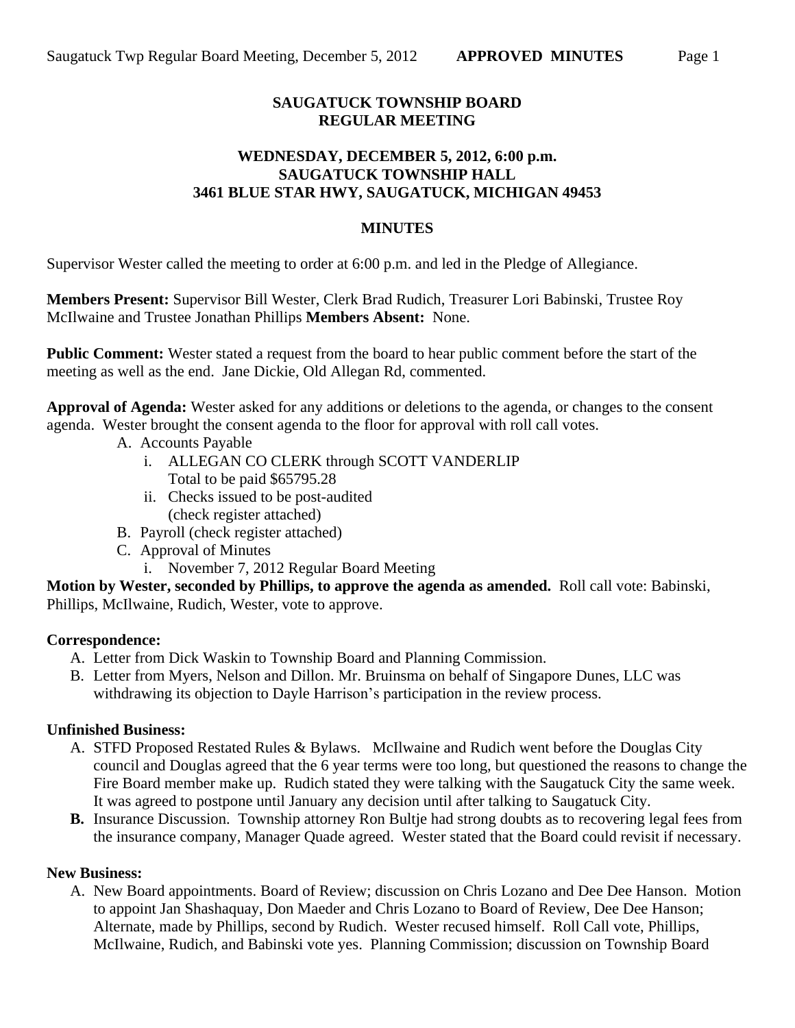**SAUGATUCK TOWNSHIP BOARD**
**REGULAR MEETING**

**WEDNESDAY, DECEMBER 5, 2012, 6:00 p.m.**
**SAUGATUCK TOWNSHIP HALL**
**3461 BLUE STAR HWY, SAUGATUCK, MICHIGAN 49453**

**MINUTES**

Supervisor Wester called the meeting to order at 6:00 p.m. and led in the Pledge of Allegiance.

**Members Present:** Supervisor Bill Wester, Clerk Brad Rudich, Treasurer Lori Babinski, Trustee Roy McIlwaine and Trustee Jonathan Phillips **Members Absent:** None.

**Public Comment:** Wester stated a request from the board to hear public comment before the start of the meeting as well as the end. Jane Dickie, Old Allegan Rd, commented.

**Approval of Agenda:** Wester asked for any additions or deletions to the agenda, or changes to the consent agenda. Wester brought the consent agenda to the floor for approval with roll call votes.

A. Accounts Payable
   i. ALLEGAN CO CLERK through SCOTT VANDERLIP
      Total to be paid $65795.28
   ii. Checks issued to be post-audited
      (check register attached)
B. Payroll (check register attached)
C. Approval of Minutes
   i. November 7, 2012 Regular Board Meeting

**Motion by Wester, seconded by Phillips, to approve the agenda as amended.** Roll call vote: Babinski, Phillips, McIlwaine, Rudich, Wester, vote to approve.

**Correspondence:**

A. Letter from Dick Waskin to Township Board and Planning Commission.
B. Letter from Myers, Nelson and Dillon. Mr. Bruinsma on behalf of Singapore Dunes, LLC was withdrawing its objection to Dayle Harrison's participation in the review process.

**Unfinished Business:**

A. STFD Proposed Restated Rules & Bylaws. McIlwaine and Rudich went before the Douglas City council and Douglas agreed that the 6 year terms were too long, but questioned the reasons to change the Fire Board member make up. Rudich stated they were talking with the Saugatuck City the same week. It was agreed to postpone until January any decision until after talking to Saugatuck City.
B. Insurance Discussion. Township attorney Ron Bultje had strong doubts as to recovering legal fees from the insurance company, Manager Quade agreed. Wester stated that the Board could revisit if necessary.

**New Business:**

A. New Board appointments. Board of Review; discussion on Chris Lozano and Dee Dee Hanson. Motion to appoint Jan Shashaquay, Don Maeder and Chris Lozano to Board of Review, Dee Dee Hanson; Alternate, made by Phillips, second by Rudich. Wester recused himself. Roll Call vote, Phillips, McIlwaine, Rudich, and Babinski vote yes. Planning Commission; discussion on Township Board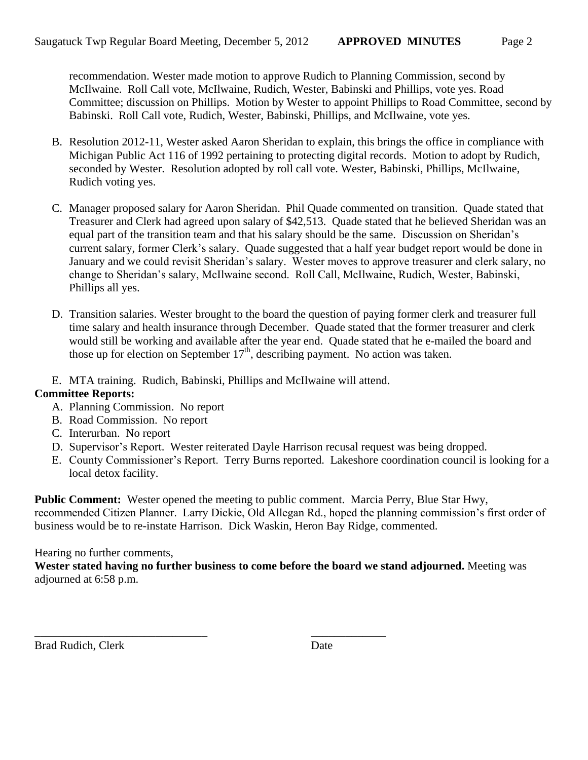recommendation. Wester made motion to approve Rudich to Planning Commission, second by McIlwaine. Roll Call vote, McIlwaine, Rudich, Wester, Babinski and Phillips, vote yes. Road Committee; discussion on Phillips. Motion by Wester to appoint Phillips to Road Committee, second by Babinski. Roll Call vote, Rudich, Wester, Babinski, Phillips, and McIlwaine, vote yes.

B. Resolution 2012-11, Wester asked Aaron Sheridan to explain, this brings the office in compliance with Michigan Public Act 116 of 1992 pertaining to protecting digital records. Motion to adopt by Rudich, seconded by Wester. Resolution adopted by roll call vote. Wester, Babinski, Phillips, McIlwaine, Rudich voting yes.

C. Manager proposed salary for Aaron Sheridan. Phil Quade commented on transition. Quade stated that Treasurer and Clerk had agreed upon salary of $42,513. Quade stated that he believed Sheridan was an equal part of the transition team and that his salary should be the same. Discussion on Sheridan's current salary, former Clerk's salary. Quade suggested that a half year budget report would be done in January and we could revisit Sheridan's salary. Wester moves to approve treasurer and clerk salary, no change to Sheridan's salary, McIlwaine second. Roll Call, McIlwaine, Rudich, Wester, Babinski, Phillips all yes.

D. Transition salaries. Wester brought to the board the question of paying former clerk and treasurer full time salary and health insurance through December. Quade stated that the former treasurer and clerk would still be working and available after the year end. Quade stated that he e-mailed the board and those up for election on September 17th, describing payment. No action was taken.

E. MTA training. Rudich, Babinski, Phillips and McIlwaine will attend.

**Committee Reports:**

A. Planning Commission. No report
B. Road Commission. No report
C. Interurban. No report
D. Supervisor's Report. Wester reiterated Dayle Harrison recusal request was being dropped.
E. County Commissioner's Report. Terry Burns reported. Lakeshore coordination council is looking for a local detox facility.

**Public Comment:** Wester opened the meeting to public comment. Marcia Perry, Blue Star Hwy, recommended Citizen Planner. Larry Dickie, Old Allegan Rd., hoped the planning commission's first order of business would be to re-instate Harrison. Dick Waskin, Heron Bay Ridge, commented.

Hearing no further comments,

**Wester stated having no further business to come before the board we stand adjourned.** Meeting was adjourned at 6:58 p.m.

______________________________ _____________

Brad Rudich, Clerk Date